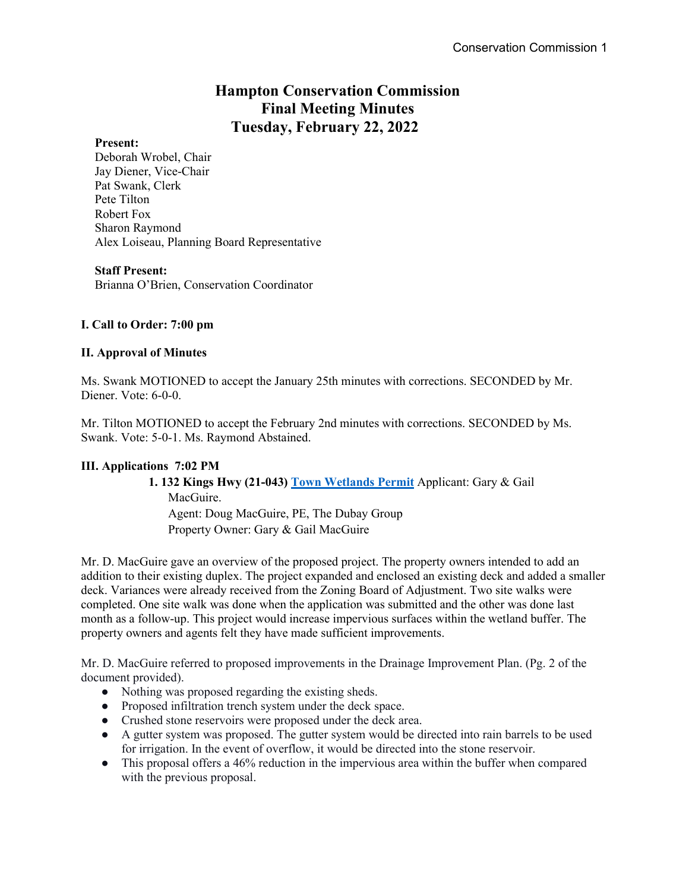# Hampton Conservation Commission
## Final Meeting Minutes
## Tuesday, February 22, 2022

**Present:**
Deborah Wrobel, Chair
Jay Diener, Vice-Chair
Pat Swank, Clerk
Pete Tilton
Robert Fox
Sharon Raymond
Alex Loiseau, Planning Board Representative

**Staff Present:**
Brianna O'Brien, Conservation Coordinator

### I. Call to Order: 7:00 pm

### II. Approval of Minutes

Ms. Swank MOTIONED to accept the January 25th minutes with corrections. SECONDED by Mr. Diener. Vote: 6-0-0.

Mr. Tilton MOTIONED to accept the February 2nd minutes with corrections. SECONDED by Ms. Swank. Vote: 5-0-1. Ms. Raymond Abstained.

### III. Applications 7:02 PM

**1. 132 Kings Hwy (21-043) Town Wetlands Permit** Applicant: Gary & Gail MacGuire.
Agent: Doug MacGuire, PE, The Dubay Group
Property Owner: Gary & Gail MacGuire

Mr. D. MacGuire gave an overview of the proposed project. The property owners intended to add an addition to their existing duplex. The project expanded and enclosed an existing deck and added a smaller deck. Variances were already received from the Zoning Board of Adjustment. Two site walks were completed. One site walk was done when the application was submitted and the other was done last month as a follow-up. This project would increase impervious surfaces within the wetland buffer. The property owners and agents felt they have made sufficient improvements.

Mr. D. MacGuire referred to proposed improvements in the Drainage Improvement Plan. (Pg. 2 of the document provided).

- Nothing was proposed regarding the existing sheds.
- Proposed infiltration trench system under the deck space.
- Crushed stone reservoirs were proposed under the deck area.
- A gutter system was proposed. The gutter system would be directed into rain barrels to be used for irrigation. In the event of overflow, it would be directed into the stone reservoir.
- This proposal offers a 46% reduction in the impervious area within the buffer when compared with the previous proposal.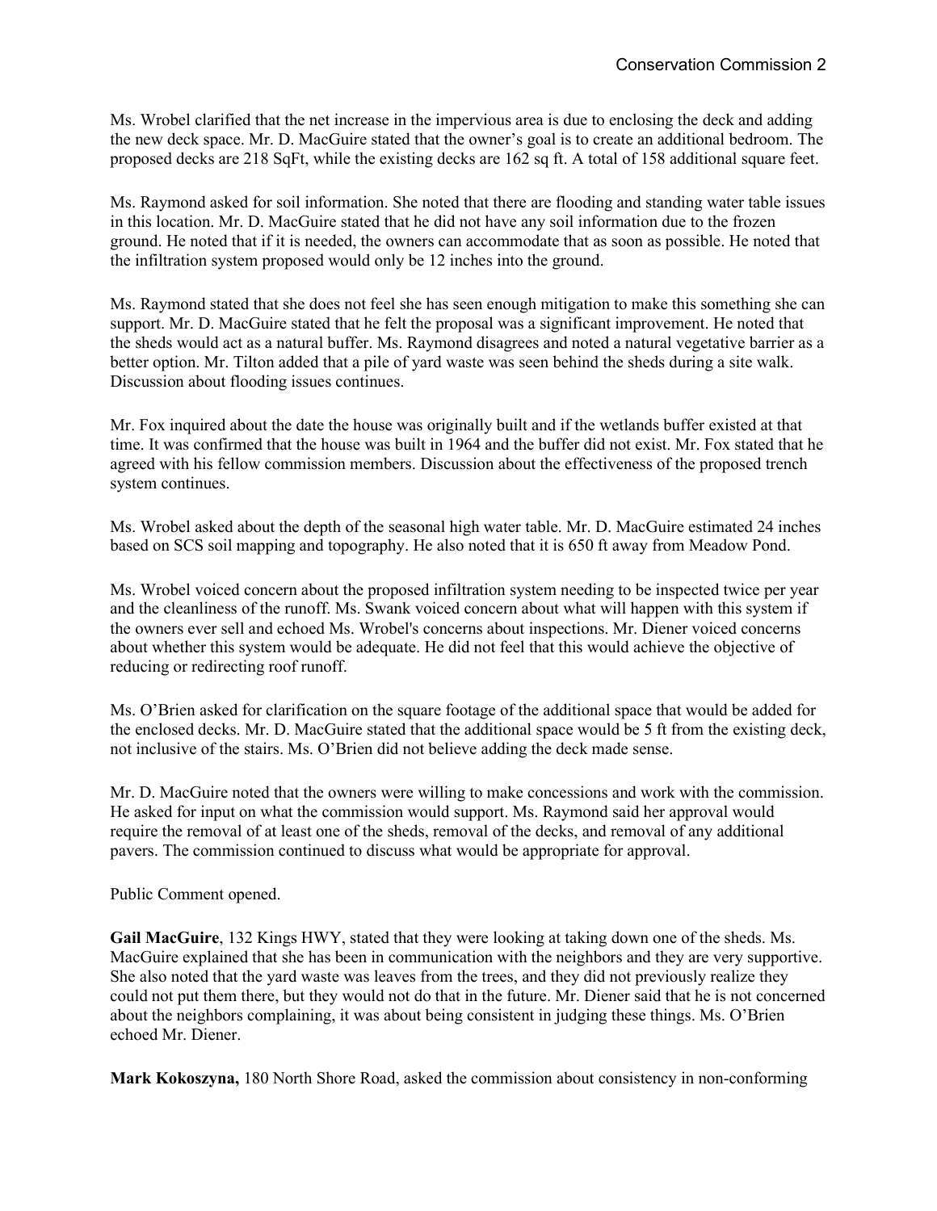Ms. Wrobel clarified that the net increase in the impervious area is due to enclosing the deck and adding the new deck space. Mr. D. MacGuire stated that the owner's goal is to create an additional bedroom. The proposed decks are 218 SqFt, while the existing decks are 162 sq ft. A total of 158 additional square feet.

Ms. Raymond asked for soil information. She noted that there are flooding and standing water table issues in this location. Mr. D. MacGuire stated that he did not have any soil information due to the frozen ground. He noted that if it is needed, the owners can accommodate that as soon as possible. He noted that the infiltration system proposed would only be 12 inches into the ground.

Ms. Raymond stated that she does not feel she has seen enough mitigation to make this something she can support. Mr. D. MacGuire stated that he felt the proposal was a significant improvement. He noted that the sheds would act as a natural buffer. Ms. Raymond disagrees and noted a natural vegetative barrier as a better option. Mr. Tilton added that a pile of yard waste was seen behind the sheds during a site walk. Discussion about flooding issues continues.

Mr. Fox inquired about the date the house was originally built and if the wetlands buffer existed at that time. It was confirmed that the house was built in 1964 and the buffer did not exist. Mr. Fox stated that he agreed with his fellow commission members. Discussion about the effectiveness of the proposed trench system continues.

Ms. Wrobel asked about the depth of the seasonal high water table. Mr. D. MacGuire estimated 24 inches based on SCS soil mapping and topography. He also noted that it is 650 ft away from Meadow Pond.

Ms. Wrobel voiced concern about the proposed infiltration system needing to be inspected twice per year and the cleanliness of the runoff. Ms. Swank voiced concern about what will happen with this system if the owners ever sell and echoed Ms. Wrobel's concerns about inspections. Mr. Diener voiced concerns about whether this system would be adequate. He did not feel that this would achieve the objective of reducing or redirecting roof runoff.

Ms. O'Brien asked for clarification on the square footage of the additional space that would be added for the enclosed decks. Mr. D. MacGuire stated that the additional space would be 5 ft from the existing deck, not inclusive of the stairs. Ms. O'Brien did not believe adding the deck made sense.

Mr. D. MacGuire noted that the owners were willing to make concessions and work with the commission. He asked for input on what the commission would support. Ms. Raymond said her approval would require the removal of at least one of the sheds, removal of the decks, and removal of any additional pavers. The commission continued to discuss what would be appropriate for approval.

Public Comment opened.

**Gail MacGuire**, 132 Kings HWY, stated that they were looking at taking down one of the sheds. Ms. MacGuire explained that she has been in communication with the neighbors and they are very supportive. She also noted that the yard waste was leaves from the trees, and they did not previously realize they could not put them there, but they would not do that in the future. Mr. Diener said that he is not concerned about the neighbors complaining, it was about being consistent in judging these things. Ms. O'Brien echoed Mr. Diener.

**Mark Kokoszyna,** 180 North Shore Road, asked the commission about consistency in non-conforming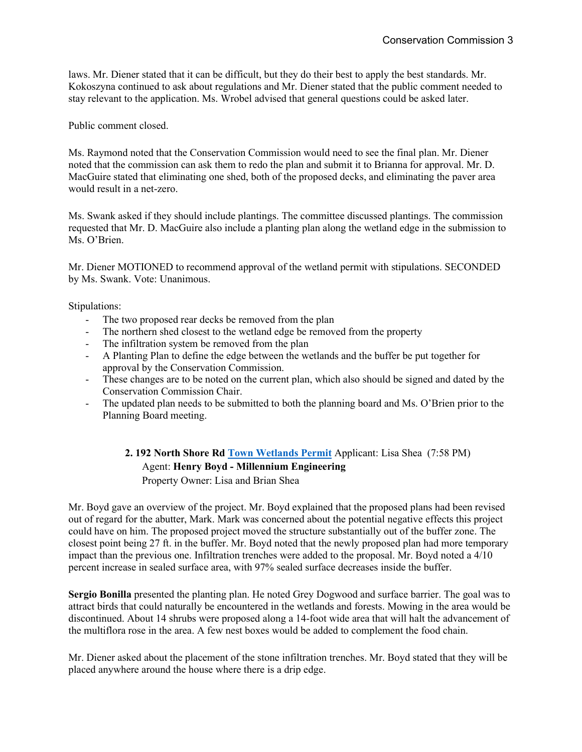laws. Mr. Diener stated that it can be difficult, but they do their best to apply the best standards. Mr. Kokoszyna continued to ask about regulations and Mr. Diener stated that the public comment needed to stay relevant to the application. Ms. Wrobel advised that general questions could be asked later.

Public comment closed.

Ms. Raymond noted that the Conservation Commission would need to see the final plan. Mr. Diener noted that the commission can ask them to redo the plan and submit it to Brianna for approval. Mr. D. MacGuire stated that eliminating one shed, both of the proposed decks, and eliminating the paver area would result in a net-zero.

Ms. Swank asked if they should include plantings. The committee discussed plantings. The commission requested that Mr. D. MacGuire also include a planting plan along the wetland edge in the submission to Ms. O'Brien.

Mr. Diener MOTIONED to recommend approval of the wetland permit with stipulations. SECONDED by Ms. Swank. Vote: Unanimous.

Stipulations:

- The two proposed rear decks be removed from the plan
- The northern shed closest to the wetland edge be removed from the property
- The infiltration system be removed from the plan
- A Planting Plan to define the edge between the wetlands and the buffer be put together for approval by the Conservation Commission.
- These changes are to be noted on the current plan, which also should be signed and dated by the Conservation Commission Chair.
- The updated plan needs to be submitted to both the planning board and Ms. O'Brien prior to the Planning Board meeting.

**2. 192 North Shore Rd [Town Wetlands Permit] Applicant: Lisa Shea (7:58 PM)**
Agent: **Henry Boyd - Millennium Engineering**
Property Owner: Lisa and Brian Shea

Mr. Boyd gave an overview of the project. Mr. Boyd explained that the proposed plans had been revised out of regard for the abutter, Mark. Mark was concerned about the potential negative effects this project could have on him. The proposed project moved the structure substantially out of the buffer zone. The closest point being 27 ft. in the buffer. Mr. Boyd noted that the newly proposed plan had more temporary impact than the previous one. Infiltration trenches were added to the proposal. Mr. Boyd noted a 4/10 percent increase in sealed surface area, with 97% sealed surface decreases inside the buffer.

**Sergio Bonilla** presented the planting plan. He noted Grey Dogwood and surface barrier. The goal was to attract birds that could naturally be encountered in the wetlands and forests. Mowing in the area would be discontinued. About 14 shrubs were proposed along a 14-foot wide area that will halt the advancement of the multiflora rose in the area. A few nest boxes would be added to complement the food chain.

Mr. Diener asked about the placement of the stone infiltration trenches. Mr. Boyd stated that they will be placed anywhere around the house where there is a drip edge.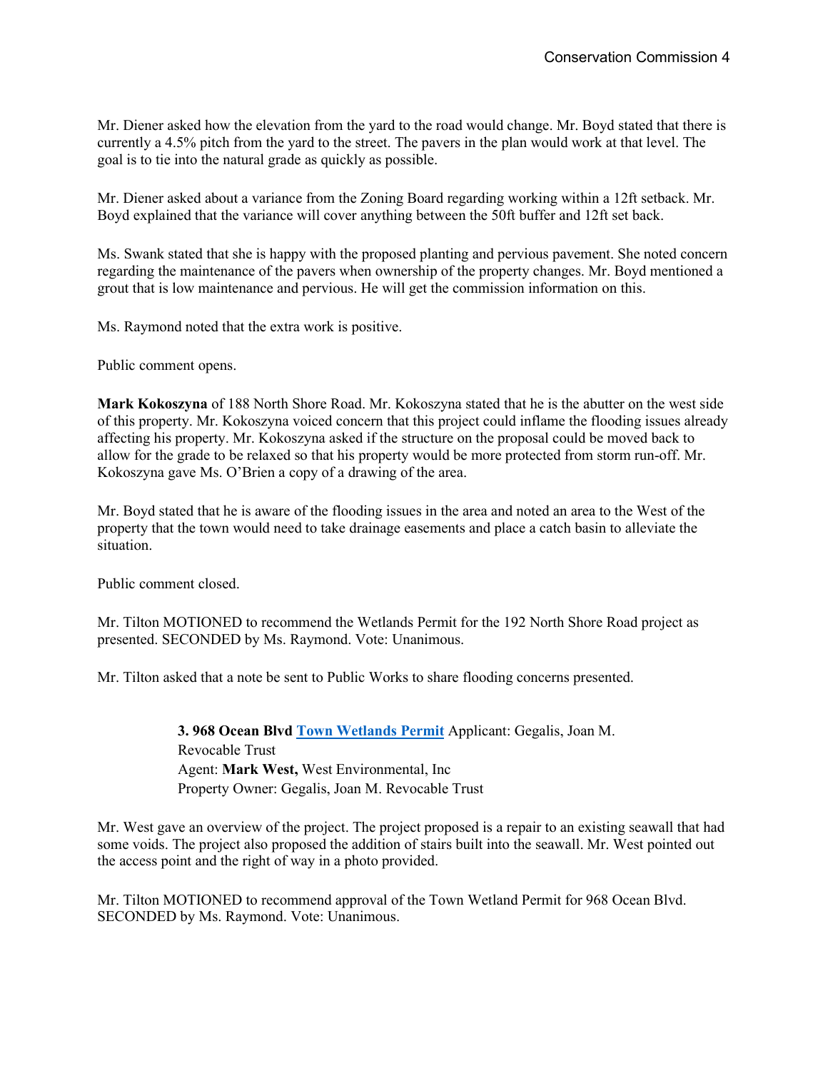Mr. Diener asked how the elevation from the yard to the road would change. Mr. Boyd stated that there is currently a 4.5% pitch from the yard to the street. The pavers in the plan would work at that level. The goal is to tie into the natural grade as quickly as possible.

Mr. Diener asked about a variance from the Zoning Board regarding working within a 12ft setback. Mr. Boyd explained that the variance will cover anything between the 50ft buffer and 12ft set back.

Ms. Swank stated that she is happy with the proposed planting and pervious pavement. She noted concern regarding the maintenance of the pavers when ownership of the property changes. Mr. Boyd mentioned a grout that is low maintenance and pervious. He will get the commission information on this.

Ms. Raymond noted that the extra work is positive.

Public comment opens.

**Mark Kokoszyna** of 188 North Shore Road. Mr. Kokoszyna stated that he is the abutter on the west side of this property. Mr. Kokoszyna voiced concern that this project could inflame the flooding issues already affecting his property. Mr. Kokoszyna asked if the structure on the proposal could be moved back to allow for the grade to be relaxed so that his property would be more protected from storm run-off. Mr. Kokoszyna gave Ms. O'Brien a copy of a drawing of the area.

Mr. Boyd stated that he is aware of the flooding issues in the area and noted an area to the West of the property that the town would need to take drainage easements and place a catch basin to alleviate the situation.

Public comment closed.

Mr. Tilton MOTIONED to recommend the Wetlands Permit for the 192 North Shore Road project as presented. SECONDED by Ms. Raymond. Vote: Unanimous.

Mr. Tilton asked that a note be sent to Public Works to share flooding concerns presented.

**3. 968 Ocean Blvd** Town Wetlands Permit Applicant: Gegalis, Joan M. Revocable Trust
Agent: **Mark West,** West Environmental, Inc
Property Owner: Gegalis, Joan M. Revocable Trust

Mr. West gave an overview of the project. The project proposed is a repair to an existing seawall that had some voids. The project also proposed the addition of stairs built into the seawall. Mr. West pointed out the access point and the right of way in a photo provided.

Mr. Tilton MOTIONED to recommend approval of the Town Wetland Permit for 968 Ocean Blvd. SECONDED by Ms. Raymond. Vote: Unanimous.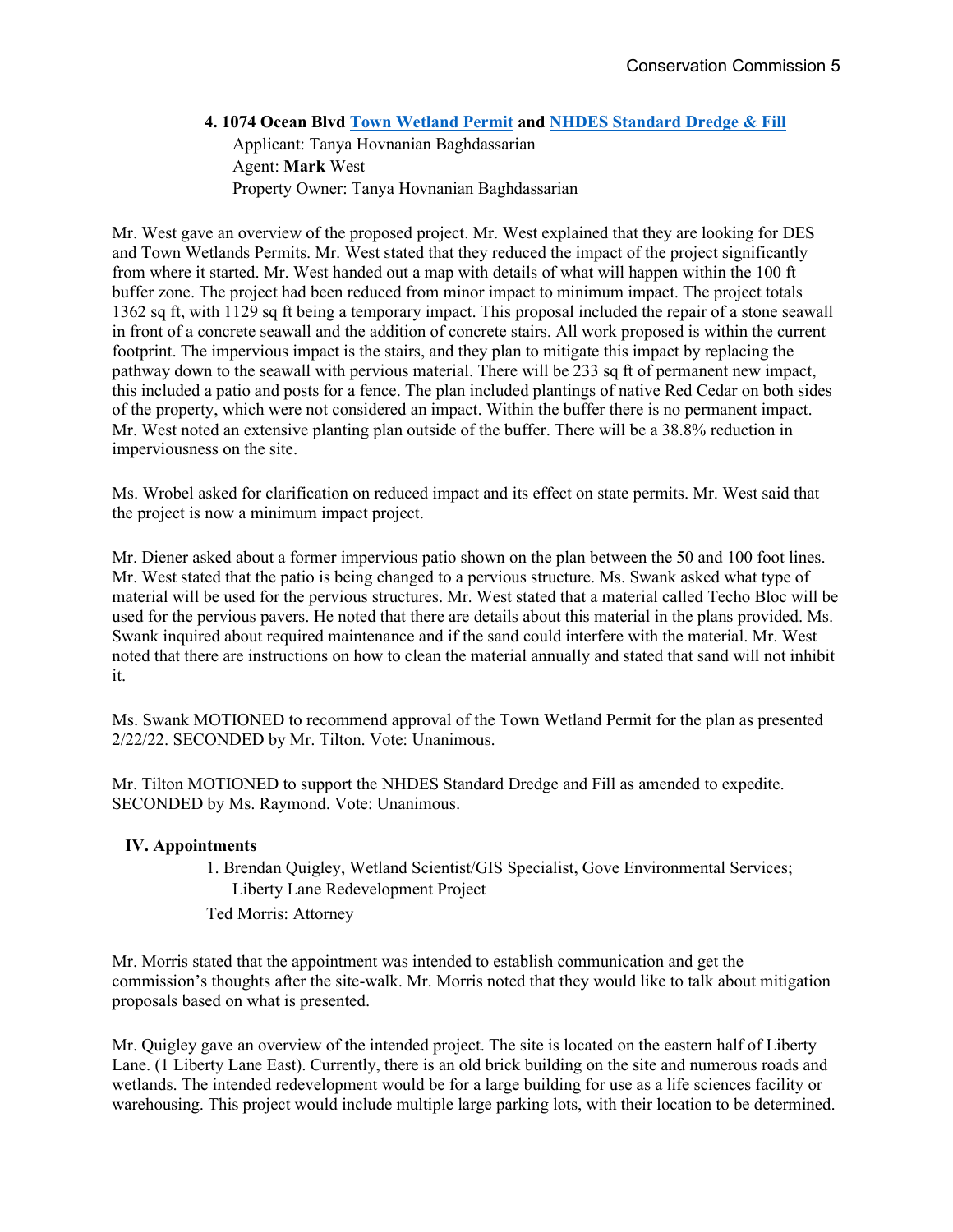**4. 1074 Ocean Blvd Town Wetland Permit and NHDES Standard Dredge & Fill**

Applicant: Tanya Hovnanian Baghdassarian
Agent: **Mark** West
Property Owner: Tanya Hovnanian Baghdassarian

Mr. West gave an overview of the proposed project. Mr. West explained that they are looking for DES and Town Wetlands Permits. Mr. West stated that they reduced the impact of the project significantly from where it started. Mr. West handed out a map with details of what will happen within the 100 ft buffer zone. The project had been reduced from minor impact to minimum impact. The project totals 1362 sq ft, with 1129 sq ft being a temporary impact. This proposal included the repair of a stone seawall in front of a concrete seawall and the addition of concrete stairs. All work proposed is within the current footprint. The impervious impact is the stairs, and they plan to mitigate this impact by replacing the pathway down to the seawall with pervious material. There will be 233 sq ft of permanent new impact, this included a patio and posts for a fence. The plan included plantings of native Red Cedar on both sides of the property, which were not considered an impact. Within the buffer there is no permanent impact. Mr. West noted an extensive planting plan outside of the buffer. There will be a 38.8% reduction in imperviousness on the site.

Ms. Wrobel asked for clarification on reduced impact and its effect on state permits. Mr. West said that the project is now a minimum impact project.

Mr. Diener asked about a former impervious patio shown on the plan between the 50 and 100 foot lines. Mr. West stated that the patio is being changed to a pervious structure. Ms. Swank asked what type of material will be used for the pervious structures. Mr. West stated that a material called Techo Bloc will be used for the pervious pavers. He noted that there are details about this material in the plans provided. Ms. Swank inquired about required maintenance and if the sand could interfere with the material. Mr. West noted that there are instructions on how to clean the material annually and stated that sand will not inhibit it.

Ms. Swank MOTIONED to recommend approval of the Town Wetland Permit for the plan as presented 2/22/22. SECONDED by Mr. Tilton. Vote: Unanimous.

Mr. Tilton MOTIONED to support the NHDES Standard Dredge and Fill as amended to expedite. SECONDED by Ms. Raymond. Vote: Unanimous.

## IV. Appointments

1. Brendan Quigley, Wetland Scientist/GIS Specialist, Gove Environmental Services; Liberty Lane Redevelopment Project

Ted Morris: Attorney

Mr. Morris stated that the appointment was intended to establish communication and get the commission's thoughts after the site-walk. Mr. Morris noted that they would like to talk about mitigation proposals based on what is presented.

Mr. Quigley gave an overview of the intended project. The site is located on the eastern half of Liberty Lane. (1 Liberty Lane East). Currently, there is an old brick building on the site and numerous roads and wetlands. The intended redevelopment would be for a large building for use as a life sciences facility or warehousing. This project would include multiple large parking lots, with their location to be determined.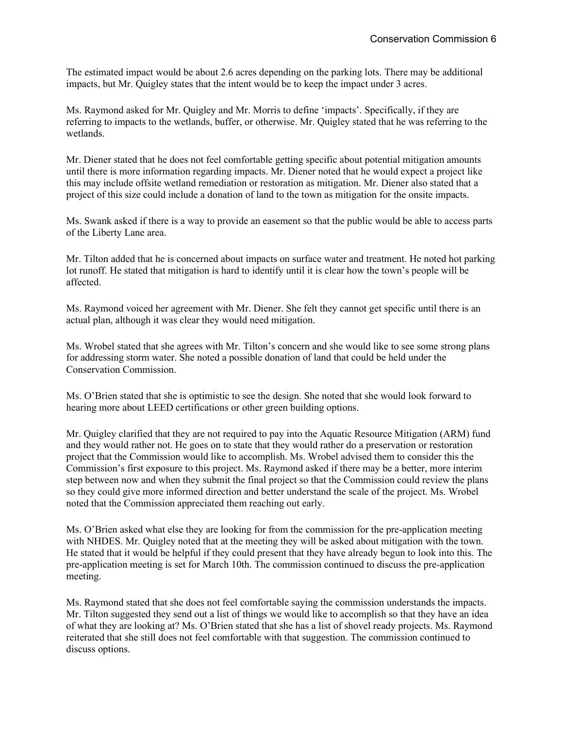The estimated impact would be about 2.6 acres depending on the parking lots. There may be additional impacts, but Mr. Quigley states that the intent would be to keep the impact under 3 acres.

Ms. Raymond asked for Mr. Quigley and Mr. Morris to define 'impacts'. Specifically, if they are referring to impacts to the wetlands, buffer, or otherwise. Mr. Quigley stated that he was referring to the wetlands.

Mr. Diener stated that he does not feel comfortable getting specific about potential mitigation amounts until there is more information regarding impacts. Mr. Diener noted that he would expect a project like this may include offsite wetland remediation or restoration as mitigation. Mr. Diener also stated that a project of this size could include a donation of land to the town as mitigation for the onsite impacts.

Ms. Swank asked if there is a way to provide an easement so that the public would be able to access parts of the Liberty Lane area.

Mr. Tilton added that he is concerned about impacts on surface water and treatment. He noted hot parking lot runoff. He stated that mitigation is hard to identify until it is clear how the town's people will be affected.

Ms. Raymond voiced her agreement with Mr. Diener. She felt they cannot get specific until there is an actual plan, although it was clear they would need mitigation.

Ms. Wrobel stated that she agrees with Mr. Tilton's concern and she would like to see some strong plans for addressing storm water. She noted a possible donation of land that could be held under the Conservation Commission.

Ms. O'Brien stated that she is optimistic to see the design. She noted that she would look forward to hearing more about LEED certifications or other green building options.

Mr. Quigley clarified that they are not required to pay into the Aquatic Resource Mitigation (ARM) fund and they would rather not. He goes on to state that they would rather do a preservation or restoration project that the Commission would like to accomplish. Ms. Wrobel advised them to consider this the Commission's first exposure to this project. Ms. Raymond asked if there may be a better, more interim step between now and when they submit the final project so that the Commission could review the plans so they could give more informed direction and better understand the scale of the project. Ms. Wrobel noted that the Commission appreciated them reaching out early.

Ms. O'Brien asked what else they are looking for from the commission for the pre-application meeting with NHDES. Mr. Quigley noted that at the meeting they will be asked about mitigation with the town. He stated that it would be helpful if they could present that they have already begun to look into this. The pre-application meeting is set for March 10th. The commission continued to discuss the pre-application meeting.

Ms. Raymond stated that she does not feel comfortable saying the commission understands the impacts. Mr. Tilton suggested they send out a list of things we would like to accomplish so that they have an idea of what they are looking at? Ms. O'Brien stated that she has a list of shovel ready projects. Ms. Raymond reiterated that she still does not feel comfortable with that suggestion. The commission continued to discuss options.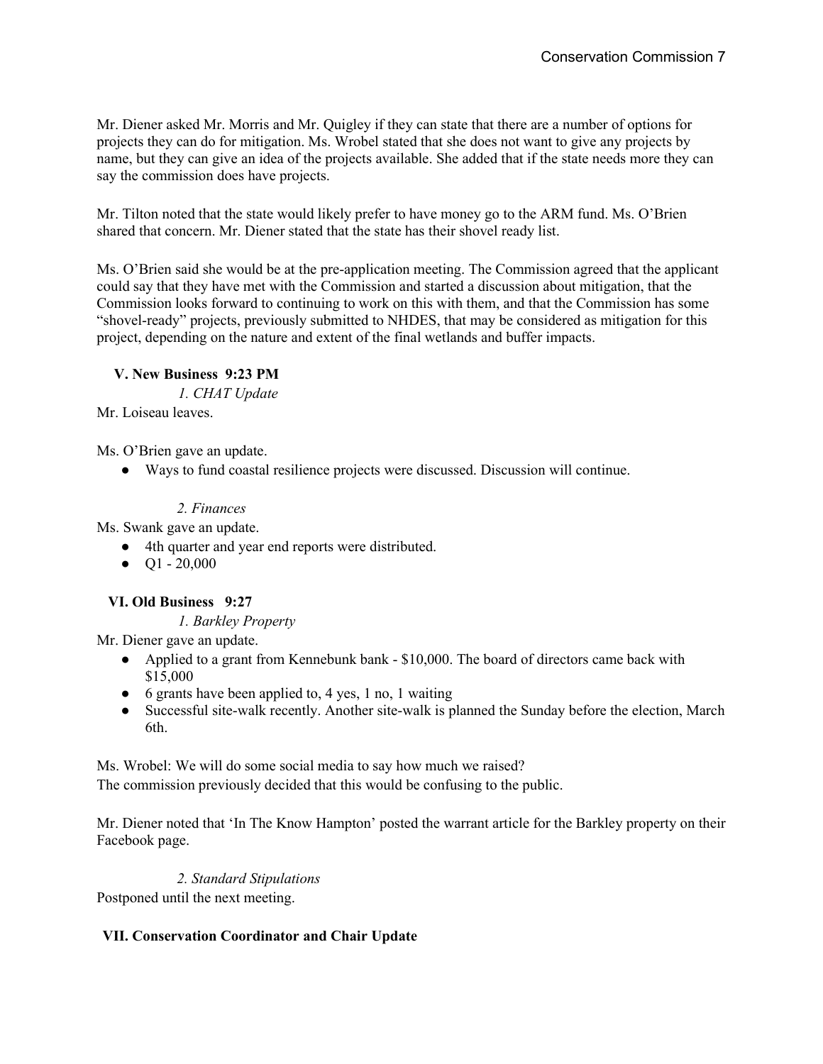Mr. Diener asked Mr. Morris and Mr. Quigley if they can state that there are a number of options for projects they can do for mitigation. Ms. Wrobel stated that she does not want to give any projects by name, but they can give an idea of the projects available. She added that if the state needs more they can say the commission does have projects.

Mr. Tilton noted that the state would likely prefer to have money go to the ARM fund. Ms. O'Brien shared that concern. Mr. Diener stated that the state has their shovel ready list.

Ms. O'Brien said she would be at the pre-application meeting. The Commission agreed that the applicant could say that they have met with the Commission and started a discussion about mitigation, that the Commission looks forward to continuing to work on this with them, and that the Commission has some "shovel-ready" projects, previously submitted to NHDES, that may be considered as mitigation for this project, depending on the nature and extent of the final wetlands and buffer impacts.

## V. New Business 9:23 PM

*1. CHAT Update*

Mr. Loiseau leaves.

Ms. O'Brien gave an update.

- Ways to fund coastal resilience projects were discussed. Discussion will continue.

*2. Finances*

Ms. Swank gave an update.

- 4th quarter and year end reports were distributed.
- Q1 - 20,000

## VI. Old Business 9:27

*1. Barkley Property*

Mr. Diener gave an update.

- Applied to a grant from Kennebunk bank - $10,000. The board of directors came back with $15,000
- 6 grants have been applied to, 4 yes, 1 no, 1 waiting
- Successful site-walk recently. Another site-walk is planned the Sunday before the election, March 6th.

Ms. Wrobel: We will do some social media to say how much we raised?
The commission previously decided that this would be confusing to the public.

Mr. Diener noted that 'In The Know Hampton' posted the warrant article for the Barkley property on their Facebook page.

*2. Standard Stipulations*

Postponed until the next meeting.

## VII. Conservation Coordinator and Chair Update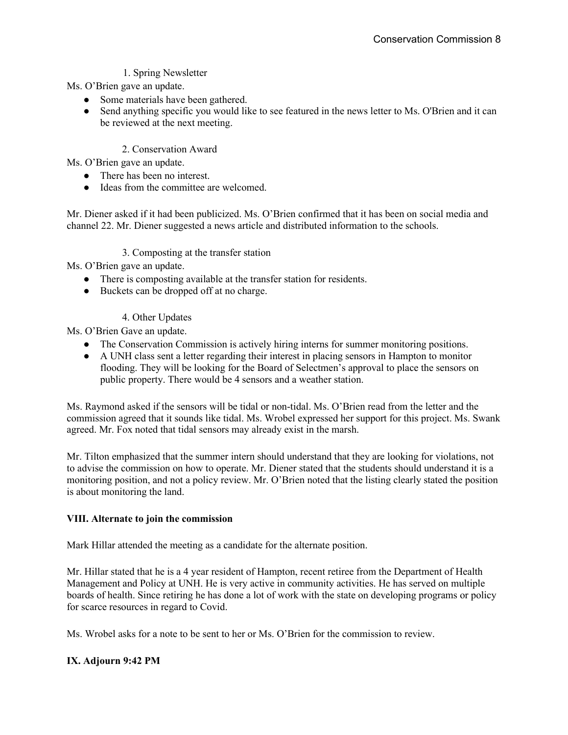1. Spring Newsletter

Ms. O'Brien gave an update.

- Some materials have been gathered.
- Send anything specific you would like to see featured in the news letter to Ms. O'Brien and it can be reviewed at the next meeting.

2. Conservation Award

Ms. O'Brien gave an update.

- There has been no interest.
- Ideas from the committee are welcomed.

Mr. Diener asked if it had been publicized. Ms. O'Brien confirmed that it has been on social media and channel 22. Mr. Diener suggested a news article and distributed information to the schools.

3. Composting at the transfer station

Ms. O'Brien gave an update.

- There is composting available at the transfer station for residents.
- Buckets can be dropped off at no charge.

4. Other Updates

Ms. O'Brien Gave an update.

- The Conservation Commission is actively hiring interns for summer monitoring positions.
- A UNH class sent a letter regarding their interest in placing sensors in Hampton to monitor flooding. They will be looking for the Board of Selectmen's approval to place the sensors on public property. There would be 4 sensors and a weather station.

Ms. Raymond asked if the sensors will be tidal or non-tidal. Ms. O'Brien read from the letter and the commission agreed that it sounds like tidal. Ms. Wrobel expressed her support for this project. Ms. Swank agreed. Mr. Fox noted that tidal sensors may already exist in the marsh.

Mr. Tilton emphasized that the summer intern should understand that they are looking for violations, not to advise the commission on how to operate. Mr. Diener stated that the students should understand it is a monitoring position, and not a policy review. Mr. O'Brien noted that the listing clearly stated the position is about monitoring the land.

**VIII. Alternate to join the commission**

Mark Hillar attended the meeting as a candidate for the alternate position.

Mr. Hillar stated that he is a 4 year resident of Hampton, recent retiree from the Department of Health Management and Policy at UNH. He is very active in community activities. He has served on multiple boards of health. Since retiring he has done a lot of work with the state on developing programs or policy for scarce resources in regard to Covid.

Ms. Wrobel asks for a note to be sent to her or Ms. O'Brien for the commission to review.

**IX. Adjourn 9:42 PM**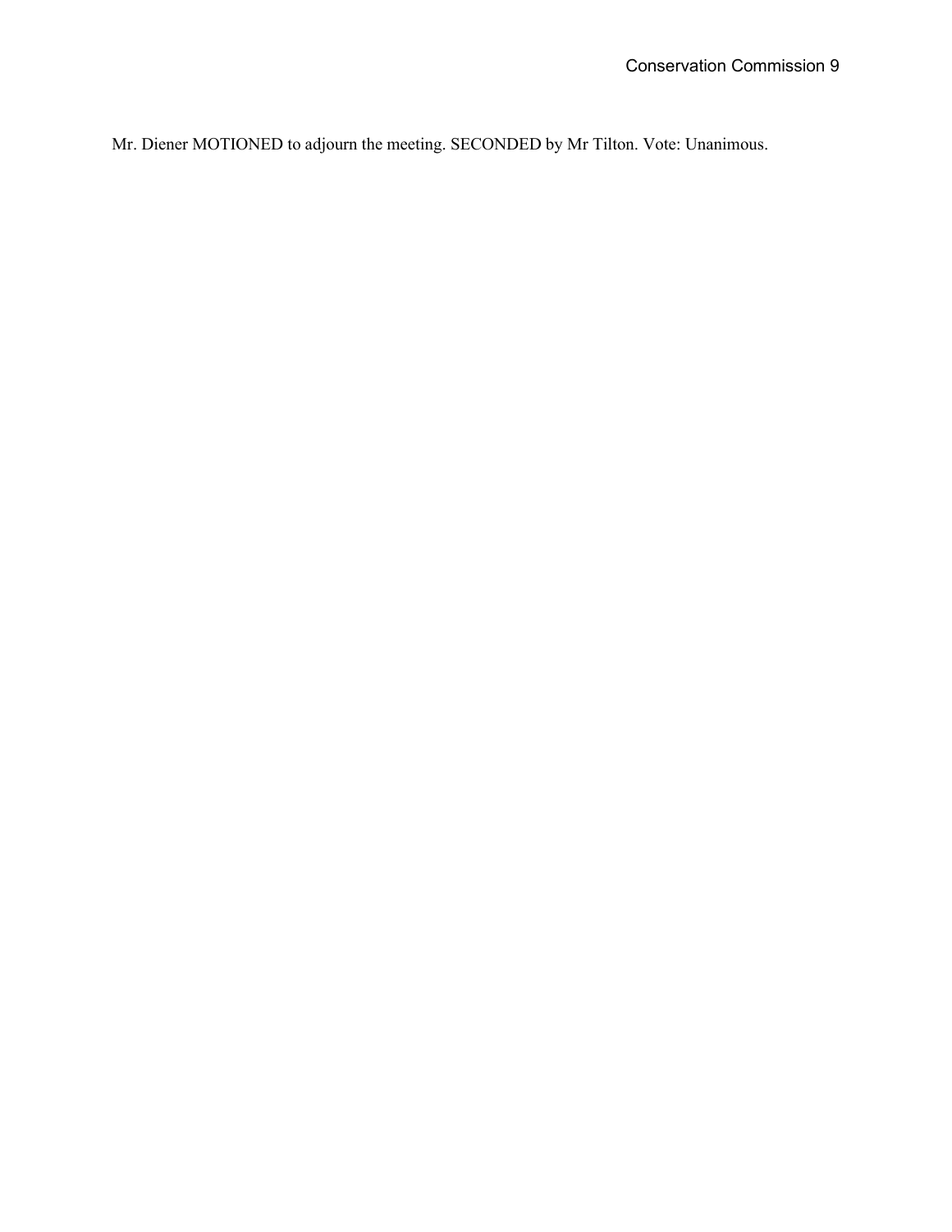Mr. Diener MOTIONED to adjourn the meeting. SECONDED by Mr Tilton. Vote: Unanimous.